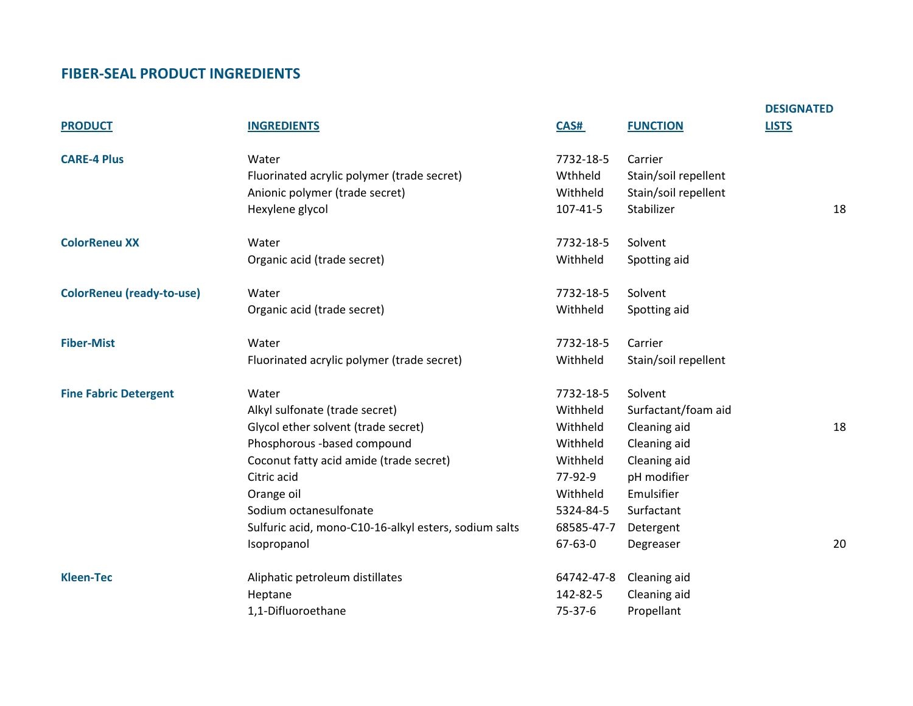## FIBER-SEAL PRODUCT INGREDIENTS

| PRODUCT | INGREDIENTS | CAS# | FUNCTION | DESIGNATED LISTS |
|---|---|---|---|---|
| **CARE-4 Plus** | Water | 7732-18-5 | Carrier | |
| | Fluorinated acrylic polymer (trade secret) | Wthheld | Stain/soil repellent | |
| | Anionic polymer (trade secret) | Withheld | Stain/soil repellent | |
| | Hexylene glycol | 107-41-5 | Stabilizer | 18 |
| **ColorReneu XX** | Water | 7732-18-5 | Solvent | |
| | Organic acid (trade secret) | Withheld | Spotting aid | |
| **ColorReneu (ready-to-use)** | Water | 7732-18-5 | Solvent | |
| | Organic acid (trade secret) | Withheld | Spotting aid | |
| **Fiber-Mist** | Water | 7732-18-5 | Carrier | |
| | Fluorinated acrylic polymer (trade secret) | Withheld | Stain/soil repellent | |
| **Fine Fabric Detergent** | Water | 7732-18-5 | Solvent | |
| | Alkyl sulfonate (trade secret) | Withheld | Surfactant/foam aid | |
| | Glycol ether solvent (trade secret) | Withheld | Cleaning aid | 18 |
| | Phosphorous -based compound | Withheld | Cleaning aid | |
| | Coconut fatty acid amide (trade secret) | Withheld | Cleaning aid | |
| | Citric acid | 77-92-9 | pH modifier | |
| | Orange oil | Withheld | Emulsifier | |
| | Sodium octanesulfonate | 5324-84-5 | Surfactant | |
| | Sulfuric acid, mono-C10-16-alkyl esters, sodium salts | 68585-47-7 | Detergent | |
| | Isopropanol | 67-63-0 | Degreaser | 20 |
| **Kleen-Tec** | Aliphatic petroleum distillates | 64742-47-8 | Cleaning aid | |
| | Heptane | 142-82-5 | Cleaning aid | |
| | 1,1-Difluoroethane | 75-37-6 | Propellant | |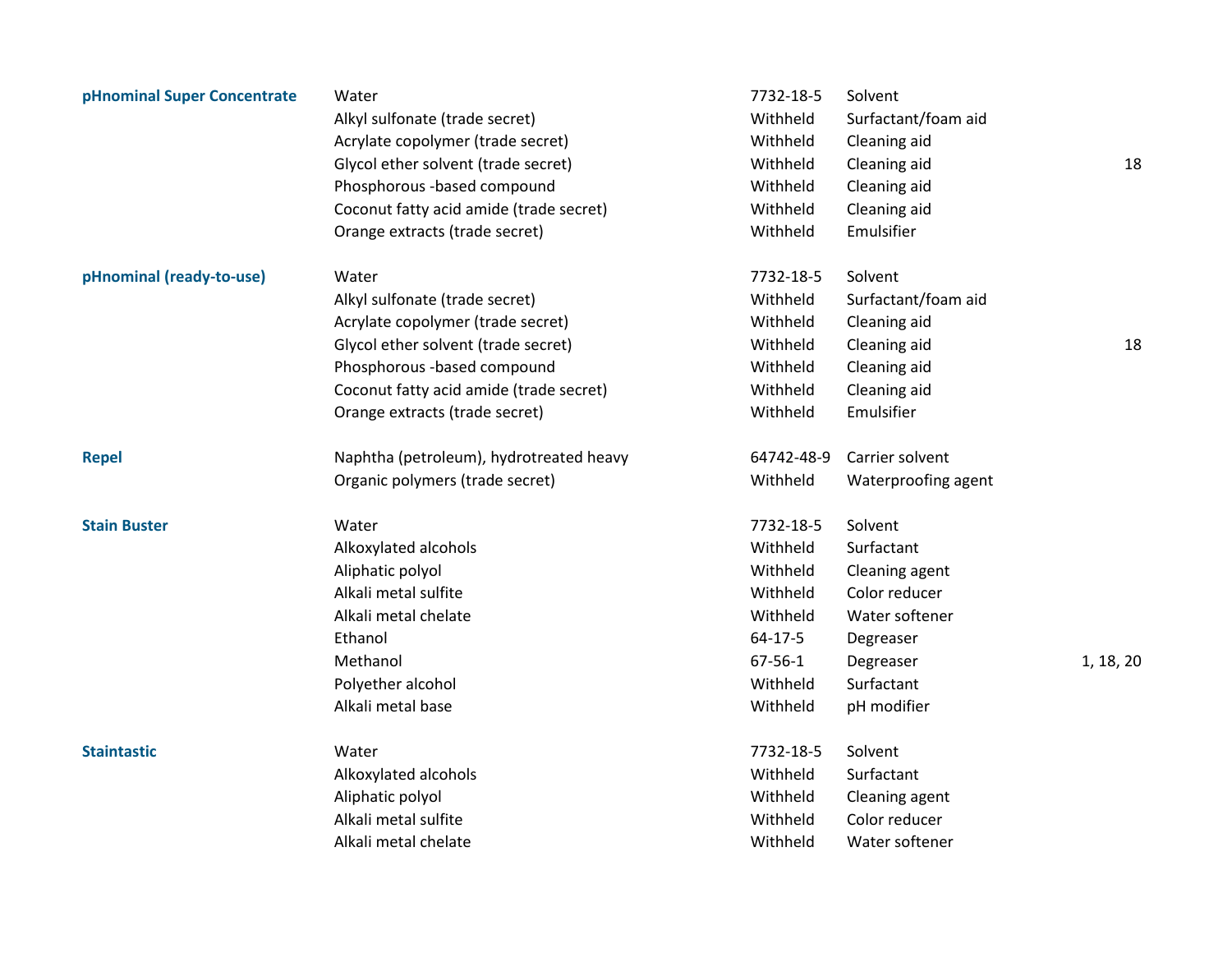| Product | Ingredient | CAS | Function | |
|---|---|---|---|---|
| **pHnominal Super Concentrate** | Water | 7732-18-5 | Solvent | |
| | Alkyl sulfonate (trade secret) | Withheld | Surfactant/foam aid | |
| | Acrylate copolymer (trade secret) | Withheld | Cleaning aid | |
| | Glycol ether solvent (trade secret) | Withheld | Cleaning aid | 18 |
| | Phosphorous -based compound | Withheld | Cleaning aid | |
| | Coconut fatty acid amide (trade secret) | Withheld | Cleaning aid | |
| | Orange extracts (trade secret) | Withheld | Emulsifier | |
| **pHnominal (ready-to-use)** | Water | 7732-18-5 | Solvent | |
| | Alkyl sulfonate (trade secret) | Withheld | Surfactant/foam aid | |
| | Acrylate copolymer (trade secret) | Withheld | Cleaning aid | |
| | Glycol ether solvent (trade secret) | Withheld | Cleaning aid | 18 |
| | Phosphorous -based compound | Withheld | Cleaning aid | |
| | Coconut fatty acid amide (trade secret) | Withheld | Cleaning aid | |
| | Orange extracts (trade secret) | Withheld | Emulsifier | |
| **Repel** | Naphtha (petroleum), hydrotreated heavy | 64742-48-9 | Carrier solvent | |
| | Organic polymers (trade secret) | Withheld | Waterproofing agent | |
| **Stain Buster** | Water | 7732-18-5 | Solvent | |
| | Alkoxylated alcohols | Withheld | Surfactant | |
| | Aliphatic polyol | Withheld | Cleaning agent | |
| | Alkali metal sulfite | Withheld | Color reducer | |
| | Alkali metal chelate | Withheld | Water softener | |
| | Ethanol | 64-17-5 | Degreaser | |
| | Methanol | 67-56-1 | Degreaser | 1, 18, 20 |
| | Polyether alcohol | Withheld | Surfactant | |
| | Alkali metal base | Withheld | pH modifier | |
| **Staintastic** | Water | 7732-18-5 | Solvent | |
| | Alkoxylated alcohols | Withheld | Surfactant | |
| | Aliphatic polyol | Withheld | Cleaning agent | |
| | Alkali metal sulfite | Withheld | Color reducer | |
| | Alkali metal chelate | Withheld | Water softener | |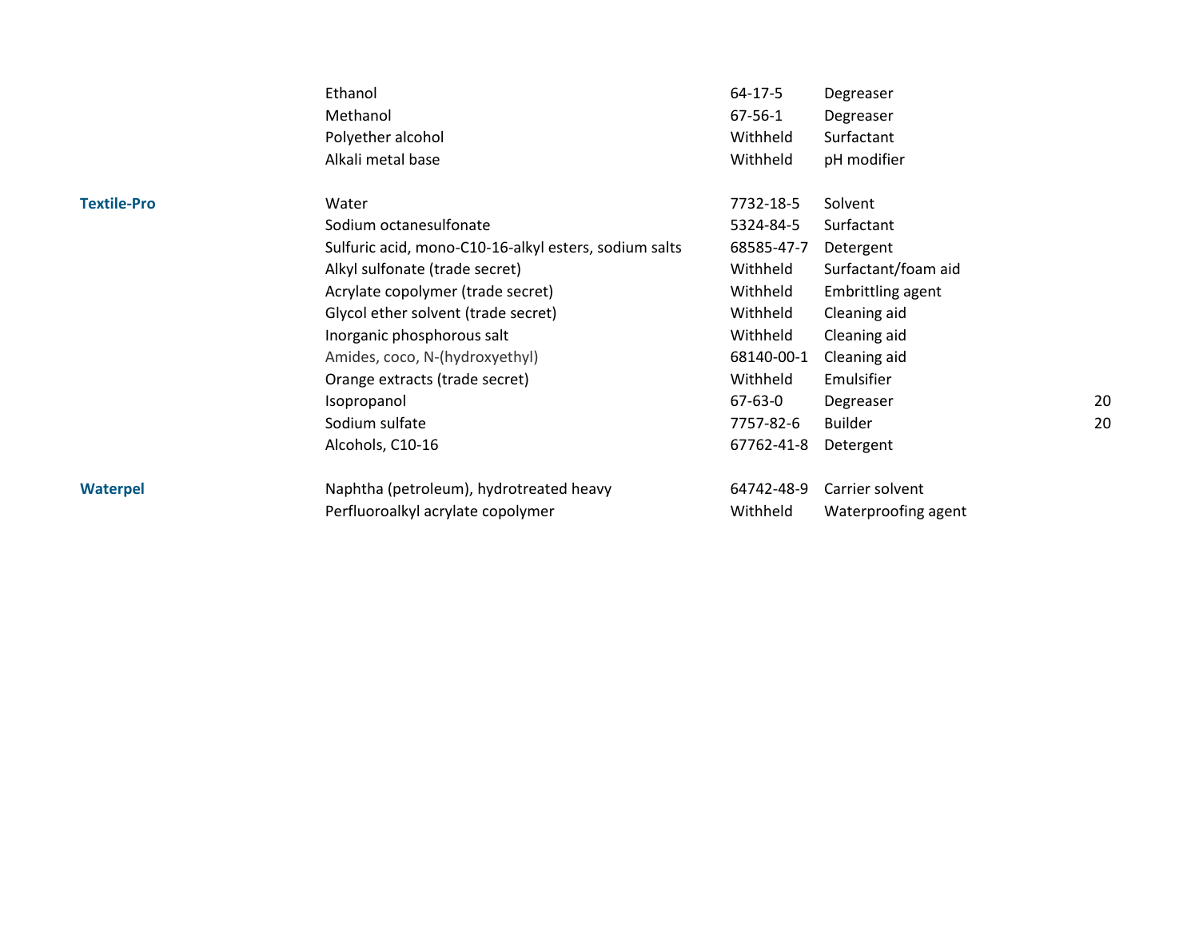| | | | | |
|---|---|---|---|---|
| | Ethanol | 64-17-5 | Degreaser | |
| | Methanol | 67-56-1 | Degreaser | |
| | Polyether alcohol | Withheld | Surfactant | |
| | Alkali metal base | Withheld | pH modifier | |
| **Textile-Pro** | Water | 7732-18-5 | Solvent | |
| | Sodium octanesulfonate | 5324-84-5 | Surfactant | |
| | Sulfuric acid, mono-C10-16-alkyl esters, sodium salts | 68585-47-7 | Detergent | |
| | Alkyl sulfonate (trade secret) | Withheld | Surfactant/foam aid | |
| | Acrylate copolymer (trade secret) | Withheld | Embrittling agent | |
| | Glycol ether solvent (trade secret) | Withheld | Cleaning aid | |
| | Inorganic phosphorous salt | Withheld | Cleaning aid | |
| | Amides, coco, N-(hydroxyethyl) | 68140-00-1 | Cleaning aid | |
| | Orange extracts (trade secret) | Withheld | Emulsifier | |
| | Isopropanol | 67-63-0 | Degreaser | 20 |
| | Sodium sulfate | 7757-82-6 | Builder | 20 |
| | Alcohols, C10-16 | 67762-41-8 | Detergent | |
| **Waterpel** | Naphtha (petroleum), hydrotreated heavy | 64742-48-9 | Carrier solvent | |
| | Perfluoroalkyl acrylate copolymer | Withheld | Waterproofing agent | |